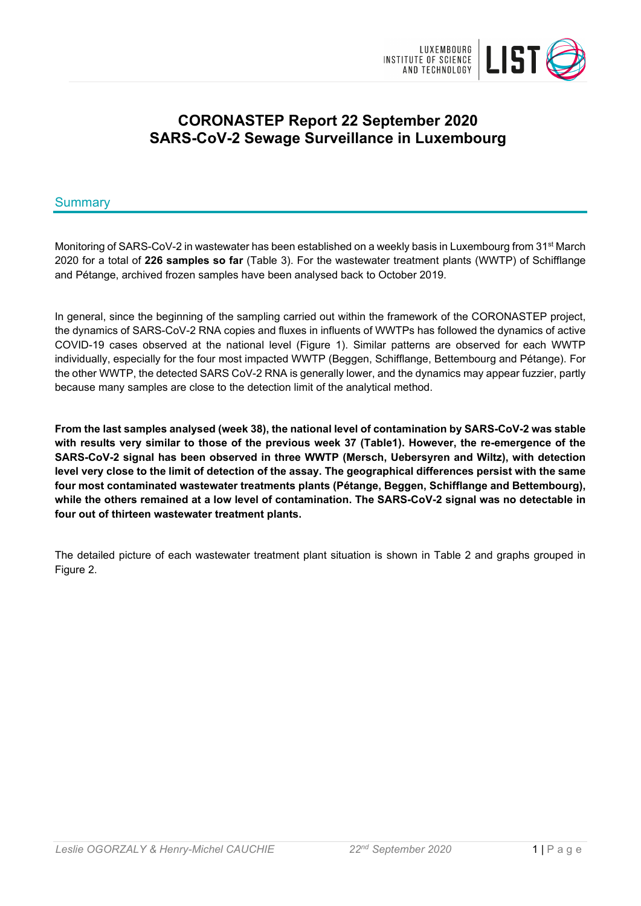# CORONASTEP Report 22 September 2020
# SARS-CoV-2 Sewage Surveillance in Luxembourg

## Summary

Monitoring of SARS-CoV-2 in wastewater has been established on a weekly basis in Luxembourg from 31st March 2020 for a total of **226 samples so far** (Table 3). For the wastewater treatment plants (WWTP) of Schifflange and Pétange, archived frozen samples have been analysed back to October 2019.

In general, since the beginning of the sampling carried out within the framework of the CORONASTEP project, the dynamics of SARS-CoV-2 RNA copies and fluxes in influents of WWTPs has followed the dynamics of active COVID-19 cases observed at the national level (Figure 1). Similar patterns are observed for each WWTP individually, especially for the four most impacted WWTP (Beggen, Schifflange, Bettembourg and Pétange). For the other WWTP, the detected SARS CoV-2 RNA is generally lower, and the dynamics may appear fuzzier, partly because many samples are close to the detection limit of the analytical method.

**From the last samples analysed (week 38), the national level of contamination by SARS-CoV-2 was stable with results very similar to those of the previous week 37 (Table1). However, the re-emergence of the SARS-CoV-2 signal has been observed in three WWTP (Mersch, Uebersyren and Wiltz), with detection level very close to the limit of detection of the assay. The geographical differences persist with the same four most contaminated wastewater treatments plants (Pétange, Beggen, Schifflange and Bettembourg), while the others remained at a low level of contamination. The SARS-CoV-2 signal was no detectable in four out of thirteen wastewater treatment plants.**

The detailed picture of each wastewater treatment plant situation is shown in Table 2 and graphs grouped in Figure 2.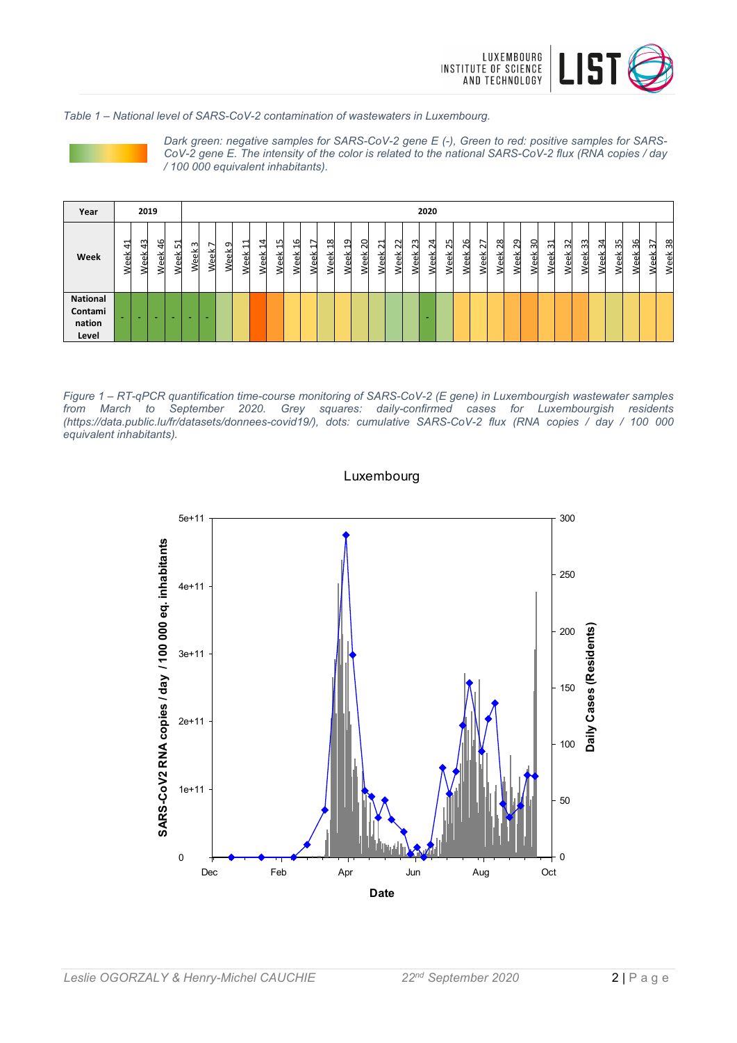*Table 1 – National level of SARS-CoV-2 contamination of wastewaters in Luxembourg.*

*Dark green: negative samples for SARS-CoV-2 gene E (-), Green to red: positive samples for SARS-CoV-2 gene E. The intensity of the color is related to the national SARS-CoV-2 flux (RNA copies / day / 100 000 equivalent inhabitants).*

| Year | 2019 | | | | 2020 | | | | | | | | | | | | | | | | | | | | | | | | | | | | | | | |
|---|---|---|---|---|---|---|---|---|---|---|---|---|---|---|---|---|---|---|---|---|---|---|---|---|---|---|---|---|---|---|---|---|---|---|---|---|
| Week | Week 41 | Week 43 | Week 46 | Week 51 | Week 3 | Week 7 | Week 9 | Week 11 | Week 14 | Week 15 | Week 16 | Week 17 | Week 18 | Week 19 | Week 20 | Week 21 | Week 22 | Week 23 | Week 24 | Week 25 | Week 26 | Week 27 | Week 28 | Week 29 | Week 30 | Week 31 | Week 32 | Week 33 | Week 34 | Week 35 | Week 36 | Week 37 | Week 38 |
| National Contamination Level | - | - | - | - | - | - | | | | | | | | | | | | | - | | | | | | | | | | | | | | |

*Figure 1 – RT-qPCR quantification time-course monitoring of SARS-CoV-2 (E gene) in Luxembourgish wastewater samples from March to September 2020. Grey squares: daily-confirmed cases for Luxembourgish residents (https://data.public.lu/fr/datasets/donnees-covid19/), dots: cumulative SARS-CoV-2 flux (RNA copies / day / 100 000 equivalent inhabitants).*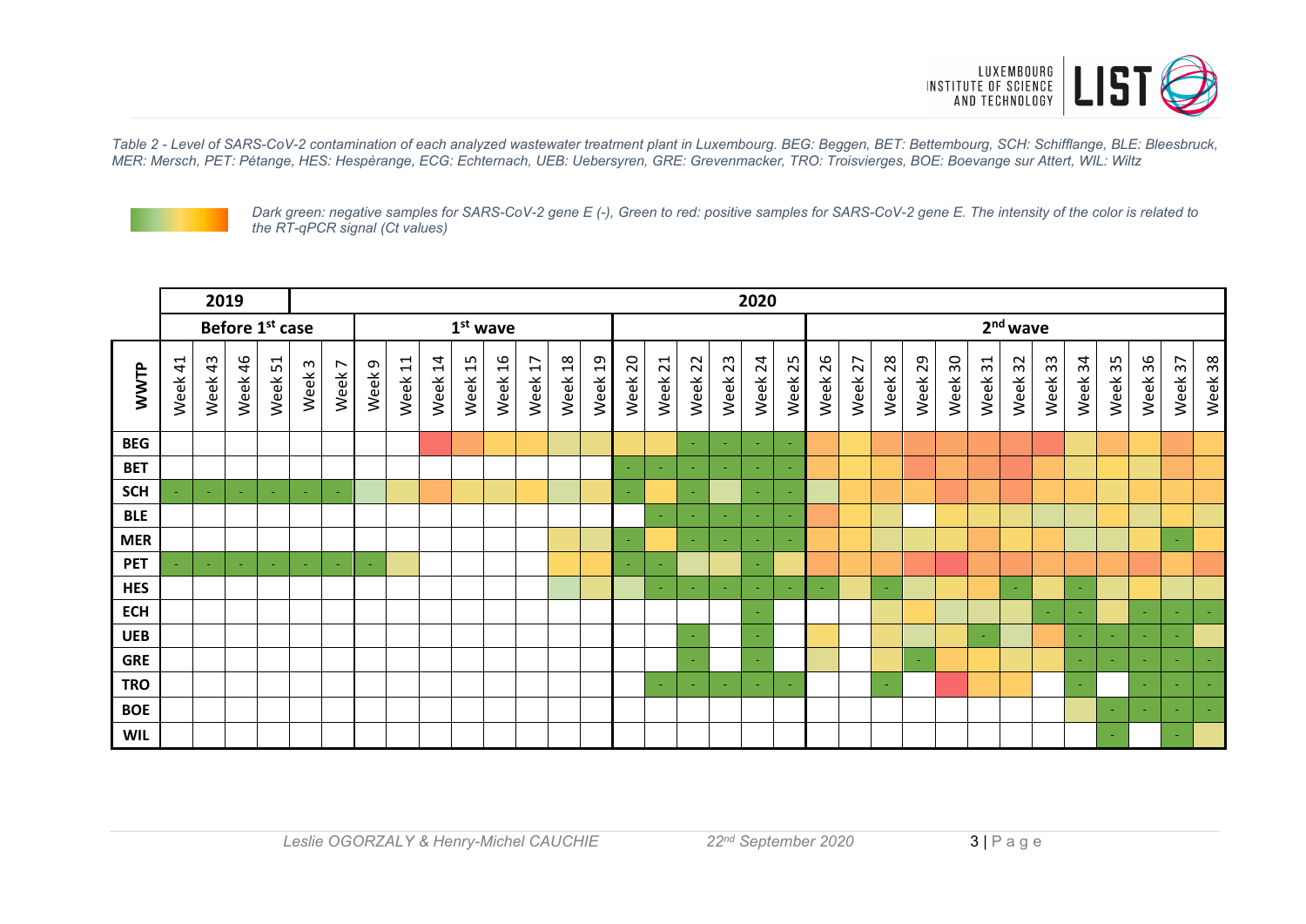*Table 2 - Level of SARS-CoV-2 contamination of each analyzed wastewater treatment plant in Luxembourg. BEG: Beggen, BET: Bettembourg, SCH: Schifflange, BLE: Bleesbruck, MER: Mersch, PET: Pétange, HES: Hespèrange, ECG: Echternach, UEB: Uebersyren, GRE: Grevenmacker, TRO: Troisvierges, BOE: Boevange sur Attert, WIL: Wiltz*

*Dark green: negative samples for SARS-CoV-2 gene E (-), Green to red: positive samples for SARS-CoV-2 gene E. The intensity of the color is related to the RT-qPCR signal (Ct values)*

| | 2019 | | | | 2020 | | | | | | | | | | | | | | | | | | | | | | | | | | | | |
|---|---|---|---|---|---|---|---|---|---|---|---|---|---|---|---|---|---|---|---|---|---|---|---|---|---|---|---|---|---|---|---|---|---|
| | Before 1[st] case | | | | | | 1[st] wave | | | | | | | | | | | | | | 2[nd] wave | | | | | | | | | | | | |
| **WWTP** | Week 41 | Week 43 | Week 46 | Week 51 | Week 3 | Week 7 | Week 9 | Week 11 | Week 14 | Week 15 | Week 16 | Week 17 | Week 18 | Week 19 | Week 20 | Week 21 | Week 22 | Week 23 | Week 24 | Week 25 | Week 26 | Week 27 | Week 28 | Week 29 | Week 30 | Week 31 | Week 32 | Week 33 | Week 34 | Week 35 | Week 36 | Week 37 | Week 38 |
| **BEG** | | | | | | | | | | | | | | | | | - | - | - | - | | | | | | | | | | | | | |
| **BET** | | | | | | | | | | | | | | | - | - | - | - | - | - | | | | | | | | | | | | | |
| **SCH** | - | - | - | - | - | - | | | | | | | | | - | | - | | - | - | | | | | | | | | | | | | |
| **BLE** | | | | | | | | | | | | | | | | - | - | - | - | - | | | | | | | | | | | | | |
| **MER** | | | | | | | | | | | | | | | - | | - | - | - | - | | | | | | | | | | | | - | |
| **PET** | - | - | - | - | - | - | - | | | | | | | | - | - | | | - | | | | | | | | | | | | | | |
| **HES** | | | | | | | | | | | | | | | | - | - | - | - | - | - | | - | | | | - | | - | | | | |
| **ECH** | | | | | | | | | | | | | | | | | | | - | | | | | | | | | - | - | | - | - | - |
| **UEB** | | | | | | | | | | | | | | | | | - | | - | | | | | | | - | | | - | - | - | - | |
| **GRE** | | | | | | | | | | | | | | | | | - | | - | | | | | - | | | | | - | - | - | - | - |
| **TRO** | | | | | | | | | | | | | | | | - | - | - | - | - | | | - | | | | | | - | | - | - | - |
| **BOE** | | | | | | | | | | | | | | | | | | | | | | | | | | | | | | - | - | - | - |
| **WIL** | | | | | | | | | | | | | | | | | | | | | | | | | | | | | | - | | - | |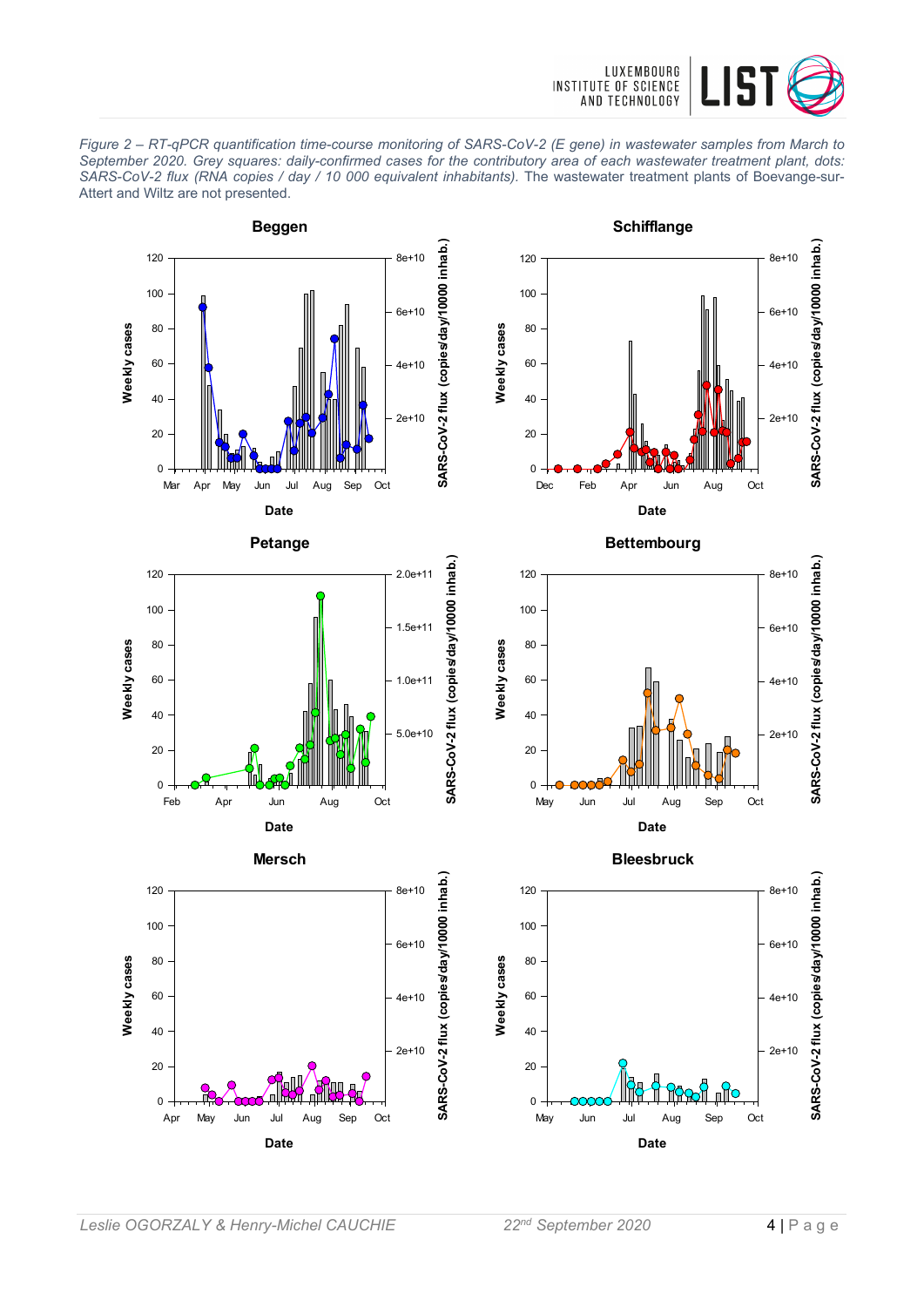*Figure 2 – RT-qPCR quantification time-course monitoring of SARS-CoV-2 (E gene) in wastewater samples from March to September 2020. Grey squares: daily-confirmed cases for the contributory area of each wastewater treatment plant, dots: SARS-CoV-2 flux (RNA copies / day / 10 000 equivalent inhabitants).* The wastewater treatment plants of Boevange-sur-Attert and Wiltz are not presented.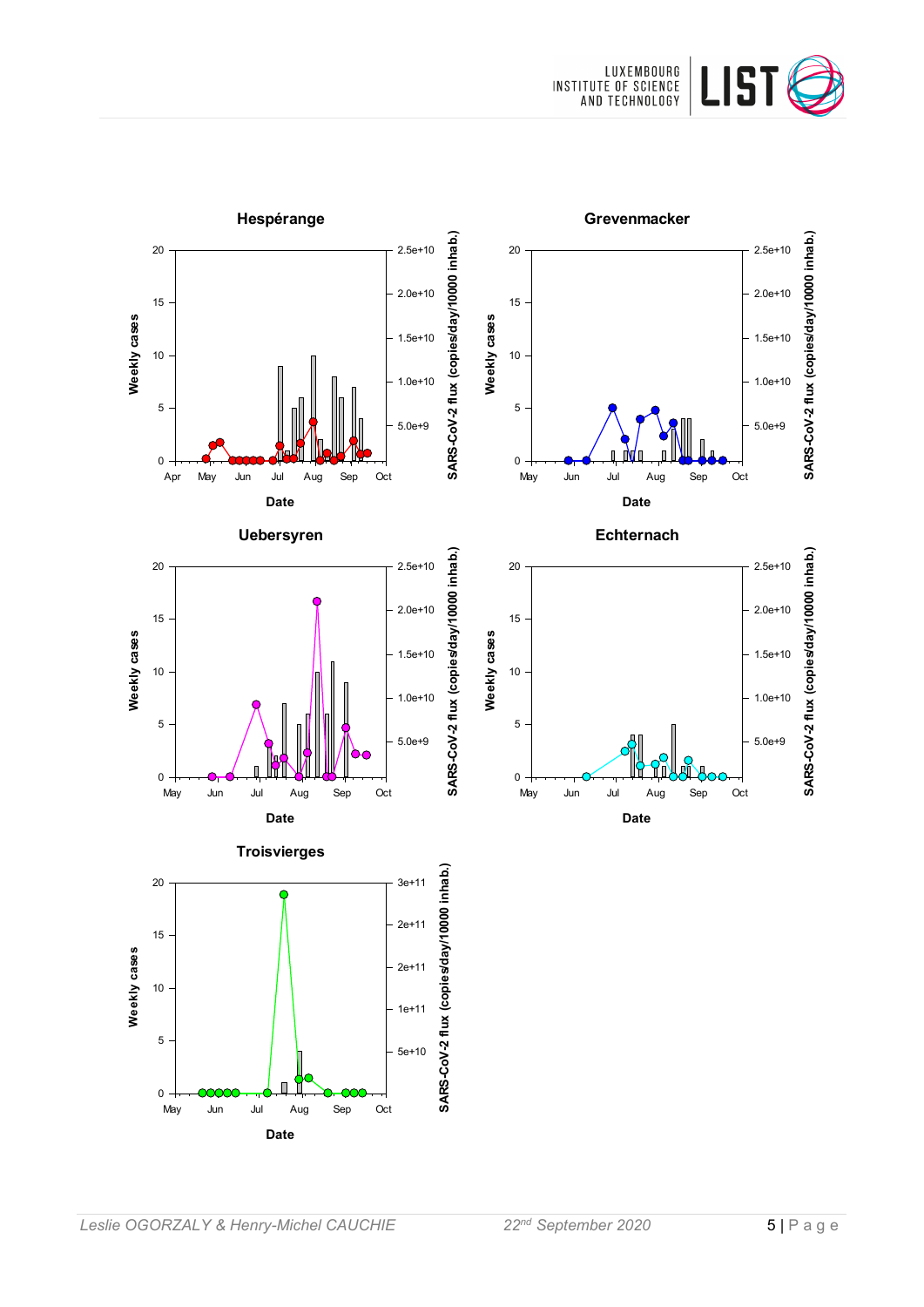**Hespérange**

**Grevenmacker**

**Uebersyren**

**Echternach**

**Troisvierges**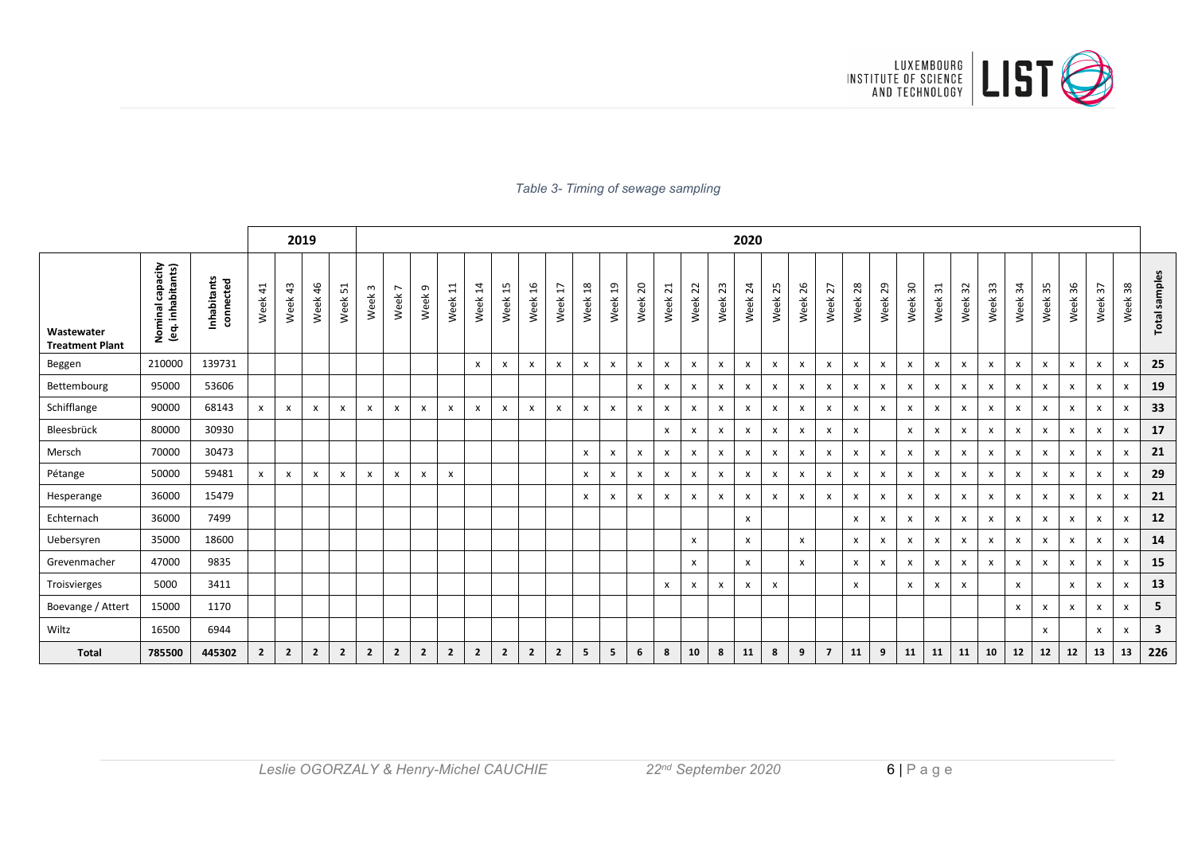*Table 3- Timing of sewage sampling*

| | | | 2019 | | | | 2020 | | | | | | | | | | | | | | | | | | | | | | | | | | | | | |
|---|---|---|---|---|---|---|---|---|---|---|---|---|---|---|---|---|---|---|---|---|---|---|---|---|---|---|---|---|---|---|---|---|---|---|---|---|
| **Wastewater Treatment Plant** | **Nominal capacity (eq. inhabitants)** | **Inhabitants connected** | Week 41 | Week 43 | Week 46 | Week 51 | Week 3 | Week 7 | Week 9 | Week 11 | Week 14 | Week 15 | Week 16 | Week 17 | Week 18 | Week 19 | Week 20 | Week 21 | Week 22 | Week 23 | Week 24 | Week 25 | Week 26 | Week 27 | Week 28 | Week 29 | Week 30 | Week 31 | Week 32 | Week 33 | Week 34 | Week 35 | Week 36 | Week 37 | Week 38 | **Total samples** |
| Beggen | 210000 | 139731 | | | | | | | | | x | x | x | x | x | x | x | x | x | x | x | x | x | x | x | x | x | x | x | x | x | x | x | x | x | **25** |
| Bettembourg | 95000 | 53606 | | | | | | | | | | | | | | | x | x | x | x | x | x | x | x | x | x | x | x | x | x | x | x | x | x | x | **19** |
| Schifflange | 90000 | 68143 | x | x | x | x | x | x | x | x | x | x | x | x | x | x | x | x | x | x | x | x | x | x | x | x | x | x | x | x | x | x | x | x | x | **33** |
| Bleesbrück | 80000 | 30930 | | | | | | | | | | | | | | | | x | x | x | x | x | x | x | x | | x | x | x | x | x | x | x | x | x | **17** |
| Mersch | 70000 | 30473 | | | | | | | | | | | | | x | x | x | x | x | x | x | x | x | x | x | x | x | x | x | x | x | x | x | x | x | **21** |
| Pétange | 50000 | 59481 | x | x | x | x | x | x | x | x | | | | | x | x | x | x | x | x | x | x | x | x | x | x | x | x | x | x | x | x | x | x | x | **29** |
| Hesperange | 36000 | 15479 | | | | | | | | | | | | | x | x | x | x | x | x | x | x | x | x | x | x | x | x | x | x | x | x | x | x | x | **21** |
| Echternach | 36000 | 7499 | | | | | | | | | | | | | | | | | | | x | | | | x | x | x | x | x | x | x | x | x | x | x | **12** |
| Uebersyren | 35000 | 18600 | | | | | | | | | | | | | | | | | x | | x | | x | | x | x | x | x | x | x | x | x | x | x | x | **14** |
| Grevenmacher | 47000 | 9835 | | | | | | | | | | | | | | | | | x | | x | | x | | x | x | x | x | x | x | x | x | x | x | x | **15** |
| Troisvierges | 5000 | 3411 | | | | | | | | | | | | | | | | x | x | x | x | x | | | x | | x | x | x | | x | | x | x | x | **13** |
| Boevange / Attert | 15000 | 1170 | | | | | | | | | | | | | | | | | | | | | | | | | | | | | x | x | x | x | x | **5** |
| Wiltz | 16500 | 6944 | | | | | | | | | | | | | | | | | | | | | | | | | | | | | | x | | x | x | **3** |
| **Total** | **785500** | **445302** | **2** | **2** | **2** | **2** | **2** | **2** | **2** | **2** | **2** | **2** | **2** | **2** | **5** | **5** | **6** | **8** | **10** | **8** | **11** | **8** | **9** | **7** | **11** | **9** | **11** | **11** | **11** | **10** | **12** | **12** | **12** | **13** | **13** | **226** |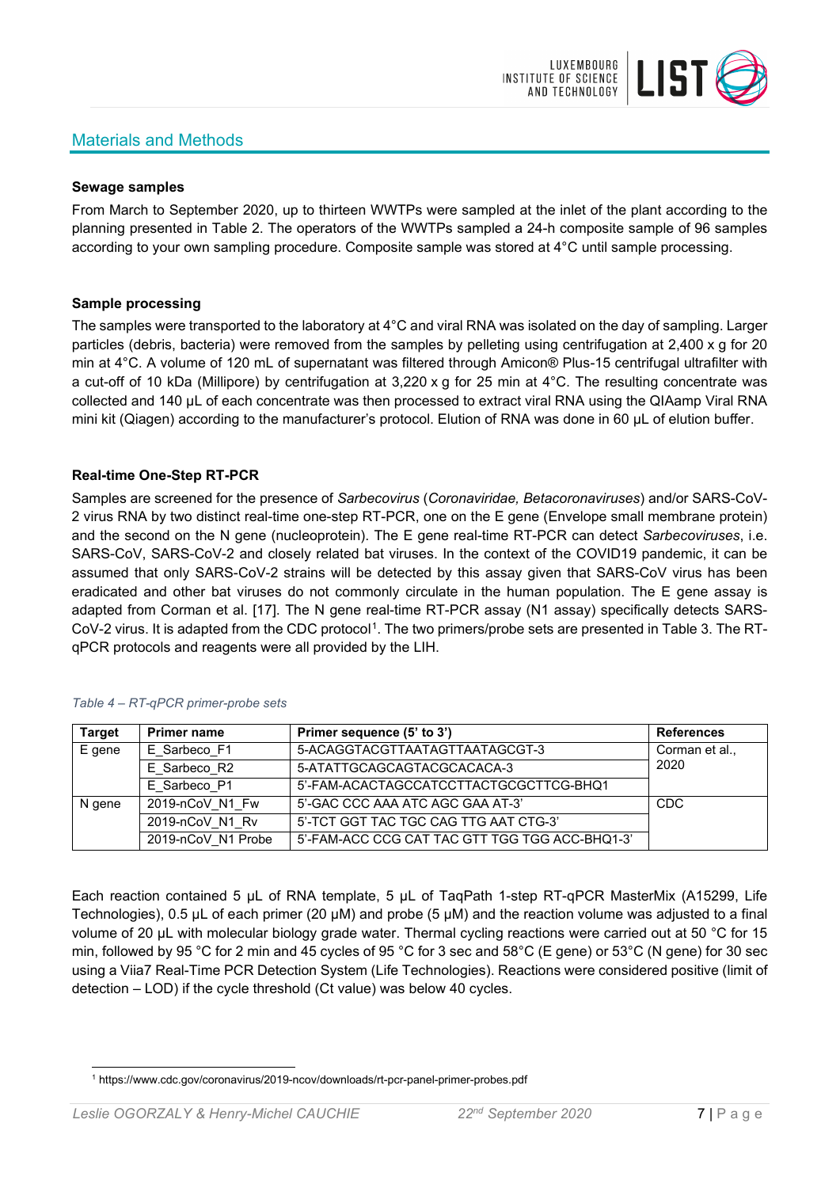## Materials and Methods

### Sewage samples

From March to September 2020, up to thirteen WWTPs were sampled at the inlet of the plant according to the planning presented in Table 2. The operators of the WWTPs sampled a 24-h composite sample of 96 samples according to your own sampling procedure. Composite sample was stored at 4°C until sample processing.

### Sample processing

The samples were transported to the laboratory at 4°C and viral RNA was isolated on the day of sampling. Larger particles (debris, bacteria) were removed from the samples by pelleting using centrifugation at 2,400 x g for 20 min at 4°C. A volume of 120 mL of supernatant was filtered through Amicon® Plus-15 centrifugal ultrafilter with a cut-off of 10 kDa (Millipore) by centrifugation at 3,220 x g for 25 min at 4°C. The resulting concentrate was collected and 140 µL of each concentrate was then processed to extract viral RNA using the QIAamp Viral RNA mini kit (Qiagen) according to the manufacturer's protocol. Elution of RNA was done in 60 µL of elution buffer.

### Real-time One-Step RT-PCR

Samples are screened for the presence of *Sarbecovirus* (*Coronaviridae, Betacoronaviruses*) and/or SARS-CoV-2 virus RNA by two distinct real-time one-step RT-PCR, one on the E gene (Envelope small membrane protein) and the second on the N gene (nucleoprotein). The E gene real-time RT-PCR can detect *Sarbecoviruses*, i.e. SARS-CoV, SARS-CoV-2 and closely related bat viruses. In the context of the COVID19 pandemic, it can be assumed that only SARS-CoV-2 strains will be detected by this assay given that SARS-CoV virus has been eradicated and other bat viruses do not commonly circulate in the human population. The E gene assay is adapted from Corman et al. [17]. The N gene real-time RT-PCR assay (N1 assay) specifically detects SARS-CoV-2 virus. It is adapted from the CDC protocol[1]. The two primers/probe sets are presented in Table 3. The RT-qPCR protocols and reagents were all provided by the LIH.

*Table 4 – RT-qPCR primer-probe sets*

| Target | Primer name | Primer sequence (5' to 3') | References |
|---|---|---|---|
| E gene | E_Sarbeco_F1 | 5-ACAGGTACGTTAATAGTTAATAGCGT-3 | Corman et al., 2020 |
| | E_Sarbeco_R2 | 5-ATATTGCAGCAGTACGCACACA-3 | |
| | E_Sarbeco_P1 | 5'-FAM-ACACTAGCCATCCTTACTGCGCTTCG-BHQ1 | |
| N gene | 2019-nCoV_N1_Fw | 5'-GAC CCC AAA ATC AGC GAA AT-3' | CDC |
| | 2019-nCoV_N1_Rv | 5'-TCT GGT TAC TGC CAG TTG AAT CTG-3' | |
| | 2019-nCoV_N1 Probe | 5'-FAM-ACC CCG CAT TAC GTT TGG TGG ACC-BHQ1-3' | |

Each reaction contained 5 µL of RNA template, 5 µL of TaqPath 1-step RT-qPCR MasterMix (A15299, Life Technologies), 0.5 µL of each primer (20 µM) and probe (5 µM) and the reaction volume was adjusted to a final volume of 20 µL with molecular biology grade water. Thermal cycling reactions were carried out at 50 °C for 15 min, followed by 95 °C for 2 min and 45 cycles of 95 °C for 3 sec and 58°C (E gene) or 53°C (N gene) for 30 sec using a Viia7 Real-Time PCR Detection System (Life Technologies). Reactions were considered positive (limit of detection – LOD) if the cycle threshold (Ct value) was below 40 cycles.

[1] https://www.cdc.gov/coronavirus/2019-ncov/downloads/rt-pcr-panel-primer-probes.pdf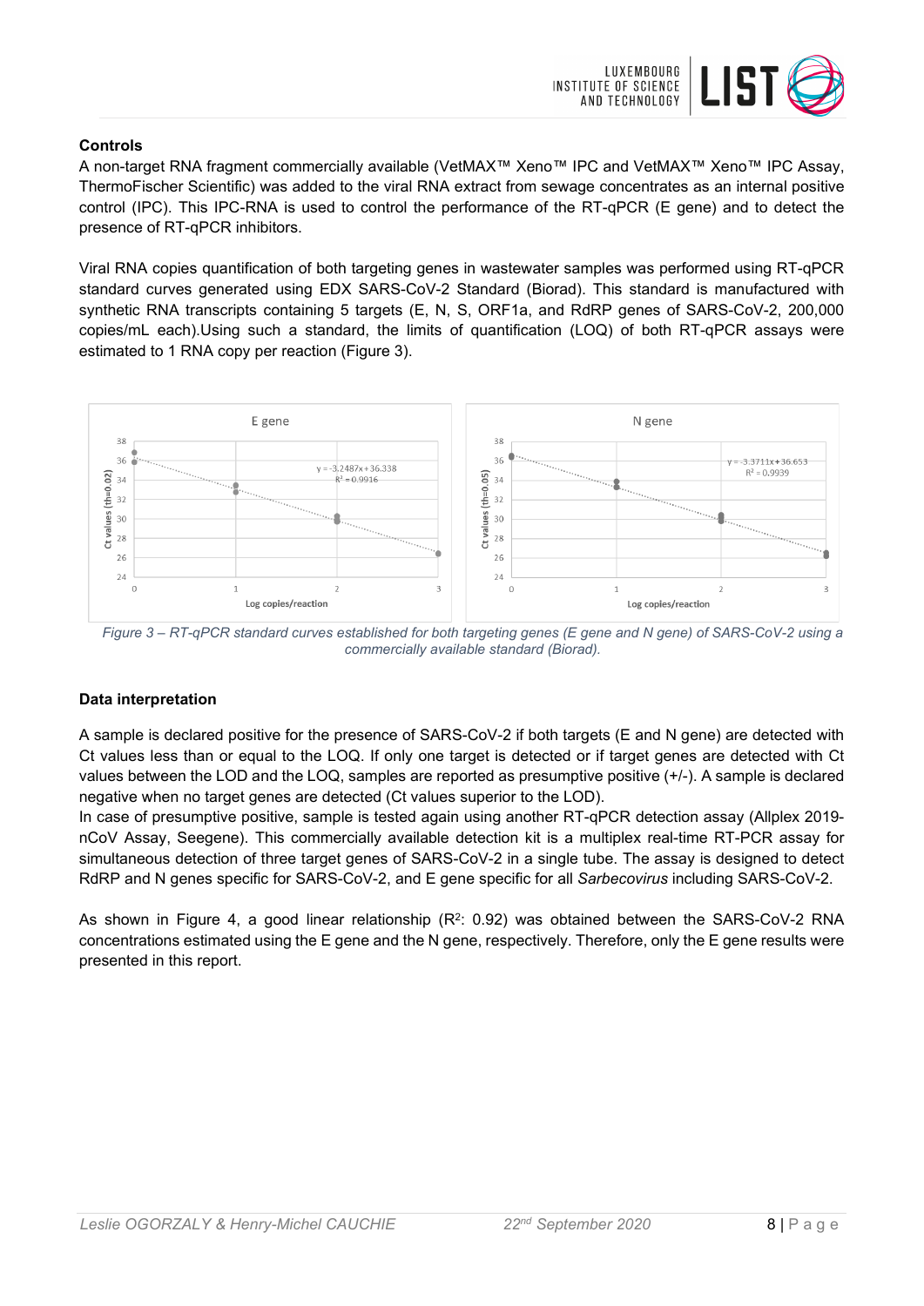**Controls**

A non-target RNA fragment commercially available (VetMAX™ Xeno™ IPC and VetMAX™ Xeno™ IPC Assay, ThermoFischer Scientific) was added to the viral RNA extract from sewage concentrates as an internal positive control (IPC). This IPC-RNA is used to control the performance of the RT-qPCR (E gene) and to detect the presence of RT-qPCR inhibitors.

Viral RNA copies quantification of both targeting genes in wastewater samples was performed using RT-qPCR standard curves generated using EDX SARS-CoV-2 Standard (Biorad). This standard is manufactured with synthetic RNA transcripts containing 5 targets (E, N, S, ORF1a, and RdRP genes of SARS-CoV-2, 200,000 copies/mL each).Using such a standard, the limits of quantification (LOQ) of both RT-qPCR assays were estimated to 1 RNA copy per reaction (Figure 3).

*Figure 3 – RT-qPCR standard curves established for both targeting genes (E gene and N gene) of SARS-CoV-2 using a commercially available standard (Biorad).*

**Data interpretation**

A sample is declared positive for the presence of SARS-CoV-2 if both targets (E and N gene) are detected with Ct values less than or equal to the LOQ. If only one target is detected or if target genes are detected with Ct values between the LOD and the LOQ, samples are reported as presumptive positive (+/-). A sample is declared negative when no target genes are detected (Ct values superior to the LOD).

In case of presumptive positive, sample is tested again using another RT-qPCR detection assay (Allplex 2019-nCoV Assay, Seegene). This commercially available detection kit is a multiplex real-time RT-PCR assay for simultaneous detection of three target genes of SARS-CoV-2 in a single tube. The assay is designed to detect RdRP and N genes specific for SARS-CoV-2, and E gene specific for all *Sarbecovirus* including SARS-CoV-2.

As shown in Figure 4, a good linear relationship ($R^2$: 0.92) was obtained between the SARS-CoV-2 RNA concentrations estimated using the E gene and the N gene, respectively. Therefore, only the E gene results were presented in this report.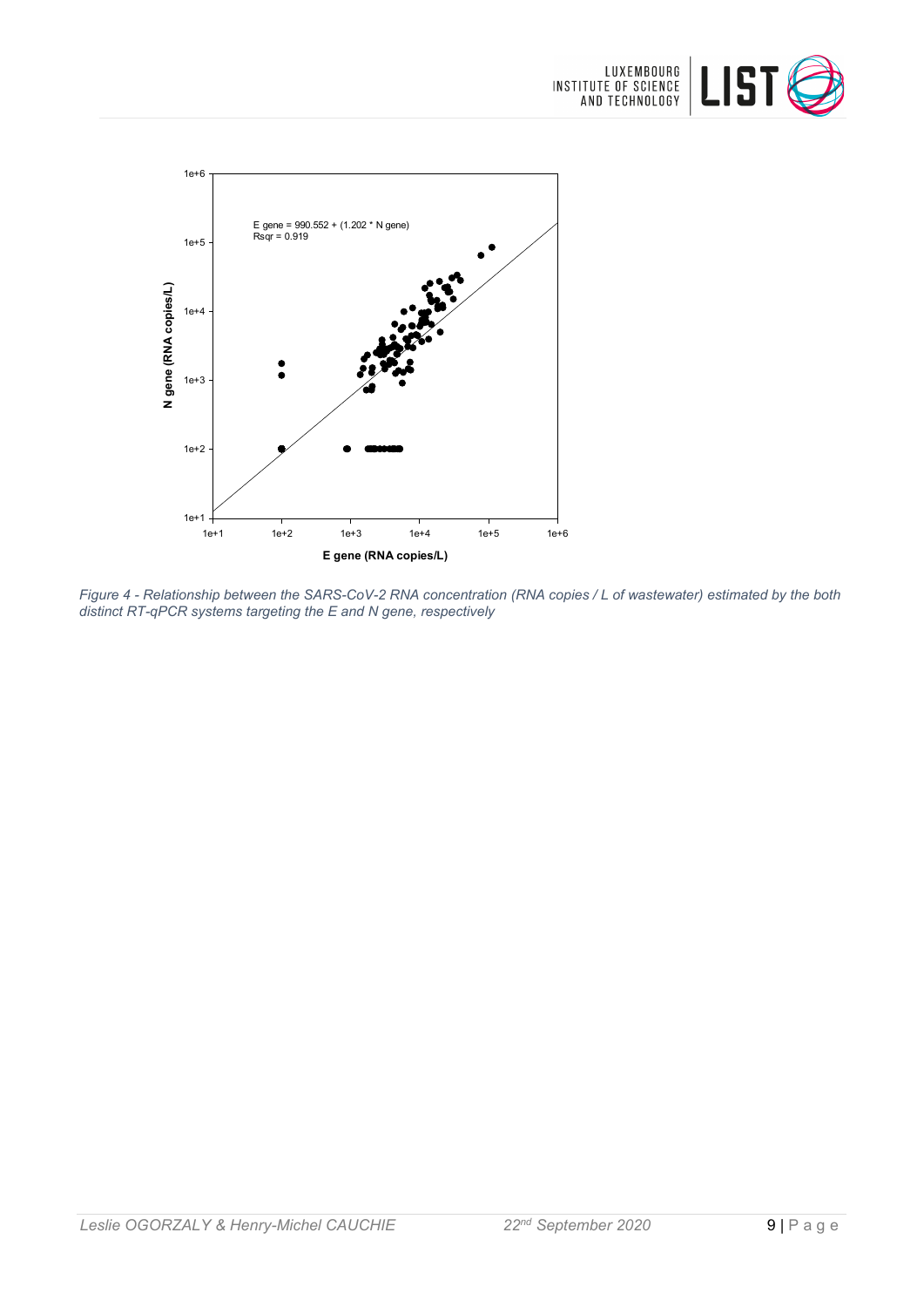E gene = 990.552 + (1.202 * N gene)
Rsqr = 0.919

N gene (RNA copies/L)

1e+6
1e+5
1e+4
1e+3
1e+2
1e+1

1e+1
1e+2
1e+3
1e+4
1e+5
1e+6

E gene (RNA copies/L)

*Figure 4 - Relationship between the SARS-CoV-2 RNA concentration (RNA copies / L of wastewater) estimated by the both distinct RT-qPCR systems targeting the E and N gene, respectively*